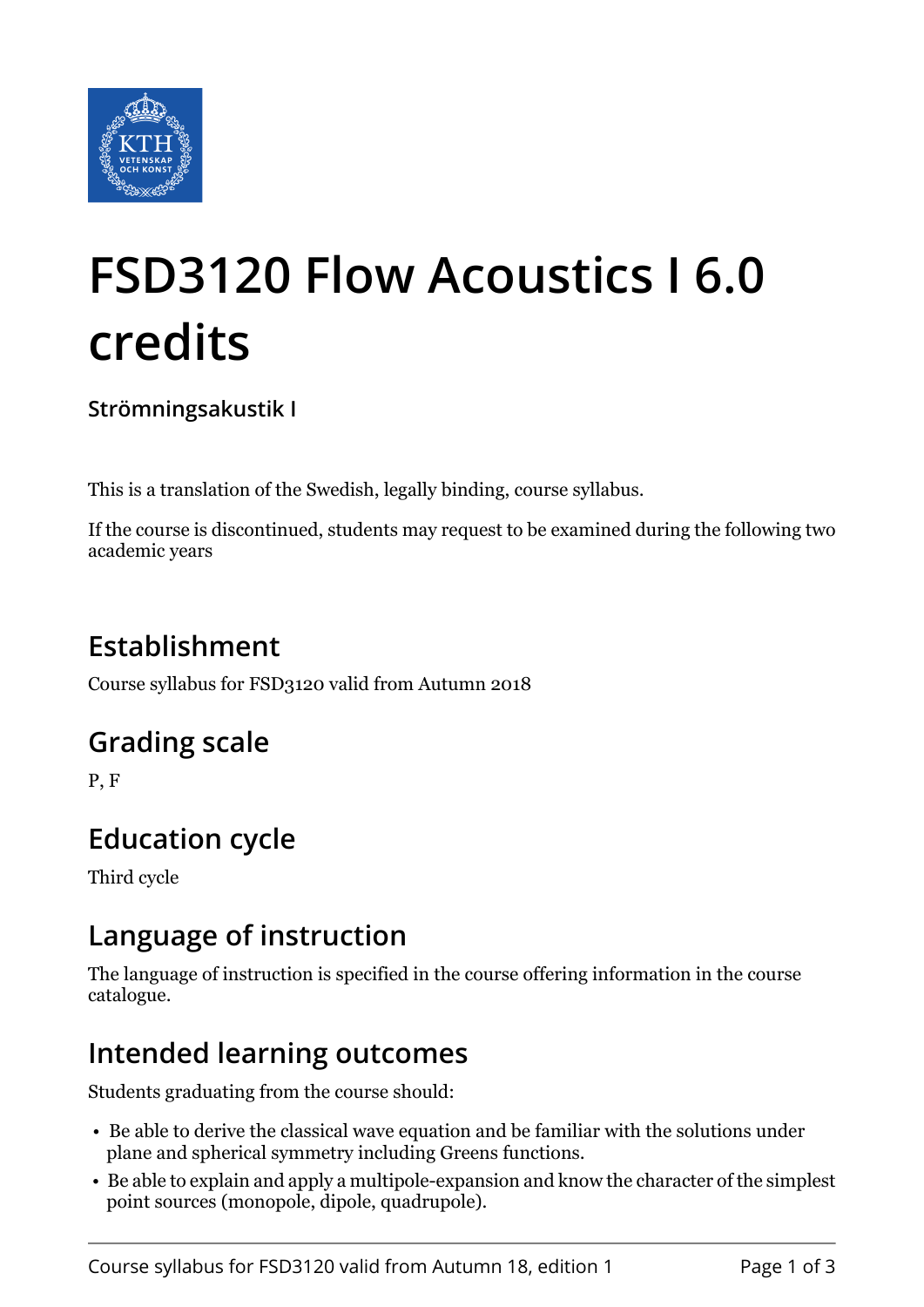# FSD3120 Flow Acoustics I 6.0 credits

**Strömningsakustik I**

This is a translation of the Swedish, legally binding, course syllabus.

If the course is discontinued, students may request to be examined during the following two academic years

## Establishment

Course syllabus for FSD3120 valid from Autumn 2018

## Grading scale

P, F

## Education cycle

Third cycle

## Language of instruction

The language of instruction is specified in the course offering information in the course catalogue.

## Intended learning outcomes

Students graduating from the course should:

- Be able to derive the classical wave equation and be familiar with the solutions under plane and spherical symmetry including Greens functions.
- Be able to explain and apply a multipole-expansion and know the character of the simplest point sources (monopole, dipole, quadrupole).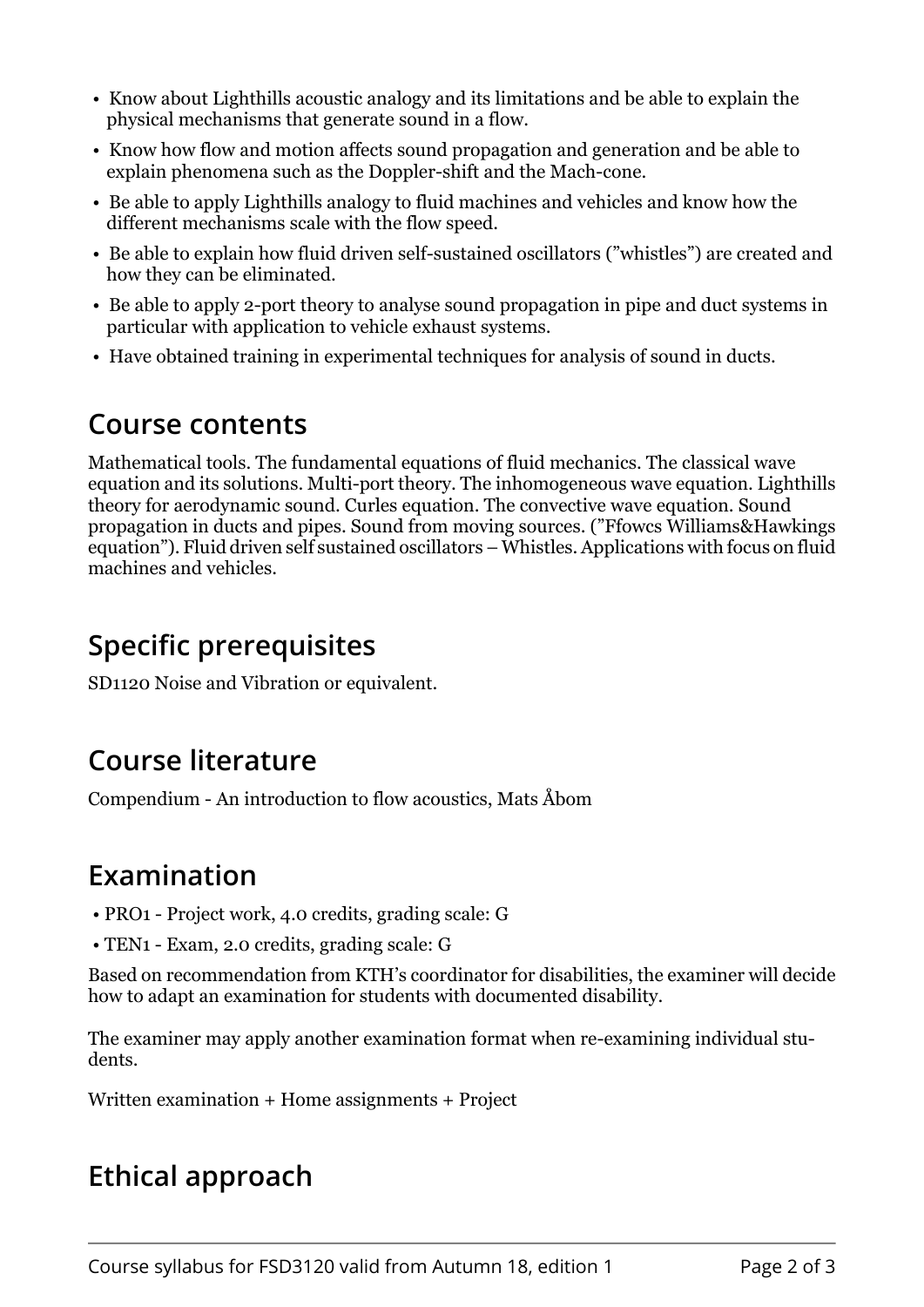- Know about Lighthills acoustic analogy and its limitations and be able to explain the physical mechanisms that generate sound in a flow.
- Know how flow and motion affects sound propagation and generation and be able to explain phenomena such as the Doppler-shift and the Mach-cone.
- Be able to apply Lighthills analogy to fluid machines and vehicles and know how the different mechanisms scale with the flow speed.
- Be able to explain how fluid driven self-sustained oscillators (”whistles”) are created and how they can be eliminated.
- Be able to apply 2-port theory to analyse sound propagation in pipe and duct systems in particular with application to vehicle exhaust systems.
- Have obtained training in experimental techniques for analysis of sound in ducts.

## Course contents

Mathematical tools. The fundamental equations of fluid mechanics. The classical wave equation and its solutions. Multi-port theory. The inhomogeneous wave equation. Lighthills theory for aerodynamic sound. Curles equation. The convective wave equation. Sound propagation in ducts and pipes. Sound from moving sources. (”Ffowcs Williams&Hawkings equation”). Fluid driven self sustained oscillators – Whistles. Applications with focus on fluid machines and vehicles.

## Specific prerequisites

SD1120 Noise and Vibration or equivalent.

## Course literature

Compendium - An introduction to flow acoustics, Mats Åbom

## Examination

- PRO1 - Project work, 4.0 credits, grading scale: G
- TEN1 - Exam, 2.0 credits, grading scale: G

Based on recommendation from KTH’s coordinator for disabilities, the examiner will decide how to adapt an examination for students with documented disability.

The examiner may apply another examination format when re-examining individual students.

Written examination + Home assignments + Project

## Ethical approach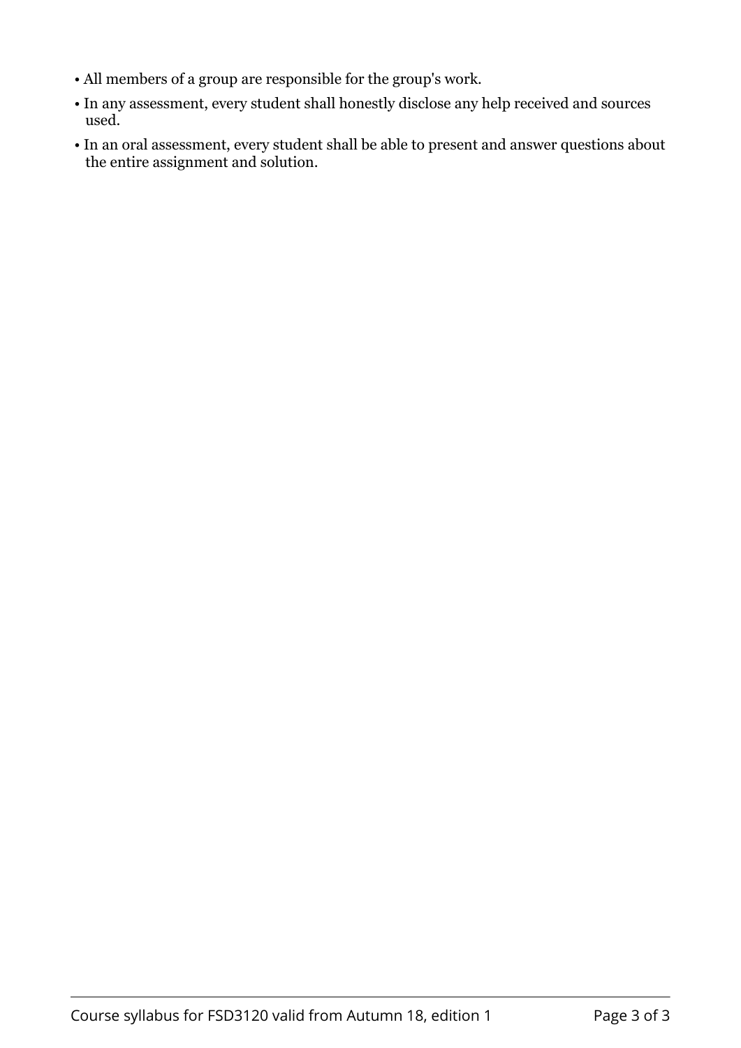- All members of a group are responsible for the group's work.
- In any assessment, every student shall honestly disclose any help received and sources used.
- In an oral assessment, every student shall be able to present and answer questions about the entire assignment and solution.